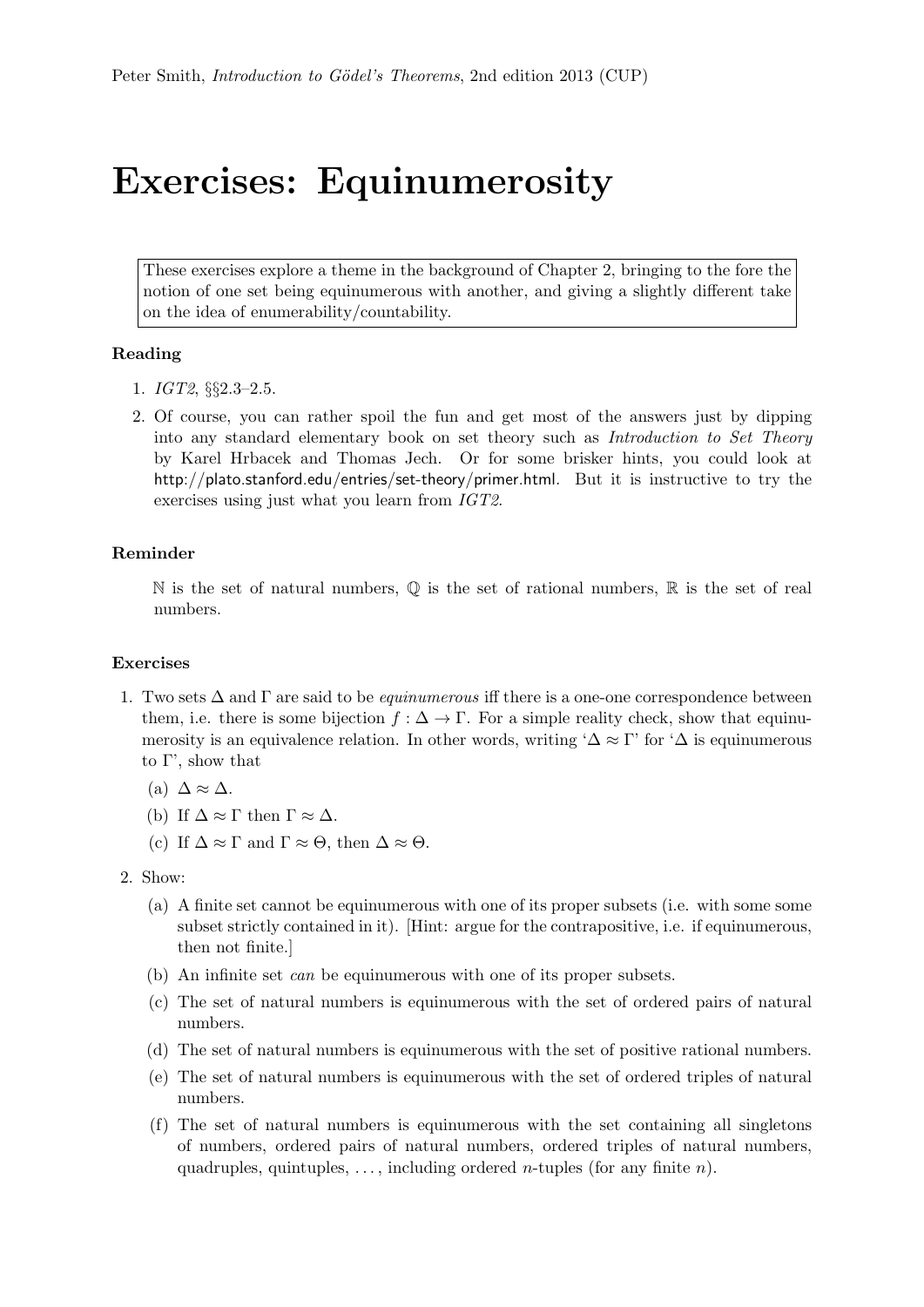Peter Smith, *Introduction to Gödel's Theorems*, 2nd edition 2013 (CUP)

# Exercises: Equinumerosity

These exercises explore a theme in the background of Chapter 2, bringing to the fore the notion of one set being equinumerous with another, and giving a slightly different take on the idea of enumerability/countability.

### Reading

1. *IGT2*, §§2.3–2.5.
2. Of course, you can rather spoil the fun and get most of the answers just by dipping into any standard elementary book on set theory such as *Introduction to Set Theory* by Karel Hrbacek and Thomas Jech. Or for some brisker hints, you could look at http://plato.stanford.edu/entries/set-theory/primer.html. But it is instructive to try the exercises using just what you learn from *IGT2*.

### Reminder

$\mathbb{N}$ is the set of natural numbers, $\mathbb{Q}$ is the set of rational numbers, $\mathbb{R}$ is the set of real numbers.

### Exercises

1. Two sets $\Delta$ and $\Gamma$ are said to be *equinumerous* iff there is a one-one correspondence between them, i.e. there is some bijection $f : \Delta \to \Gamma$. For a simple reality check, show that equinumerosity is an equivalence relation. In other words, writing '$\Delta \approx \Gamma$' for '$\Delta$ is equinumerous to $\Gamma$', show that
   (a) $\Delta \approx \Delta$.
   (b) If $\Delta \approx \Gamma$ then $\Gamma \approx \Delta$.
   (c) If $\Delta \approx \Gamma$ and $\Gamma \approx \Theta$, then $\Delta \approx \Theta$.
2. Show:
   (a) A finite set cannot be equinumerous with one of its proper subsets (i.e. with some some subset strictly contained in it). [Hint: argue for the contrapositive, i.e. if equinumerous, then not finite.]
   (b) An infinite set *can* be equinumerous with one of its proper subsets.
   (c) The set of natural numbers is equinumerous with the set of ordered pairs of natural numbers.
   (d) The set of natural numbers is equinumerous with the set of positive rational numbers.
   (e) The set of natural numbers is equinumerous with the set of ordered triples of natural numbers.
   (f) The set of natural numbers is equinumerous with the set containing all singletons of numbers, ordered pairs of natural numbers, ordered triples of natural numbers, quadruples, quintuples, ..., including ordered $n$-tuples (for any finite $n$).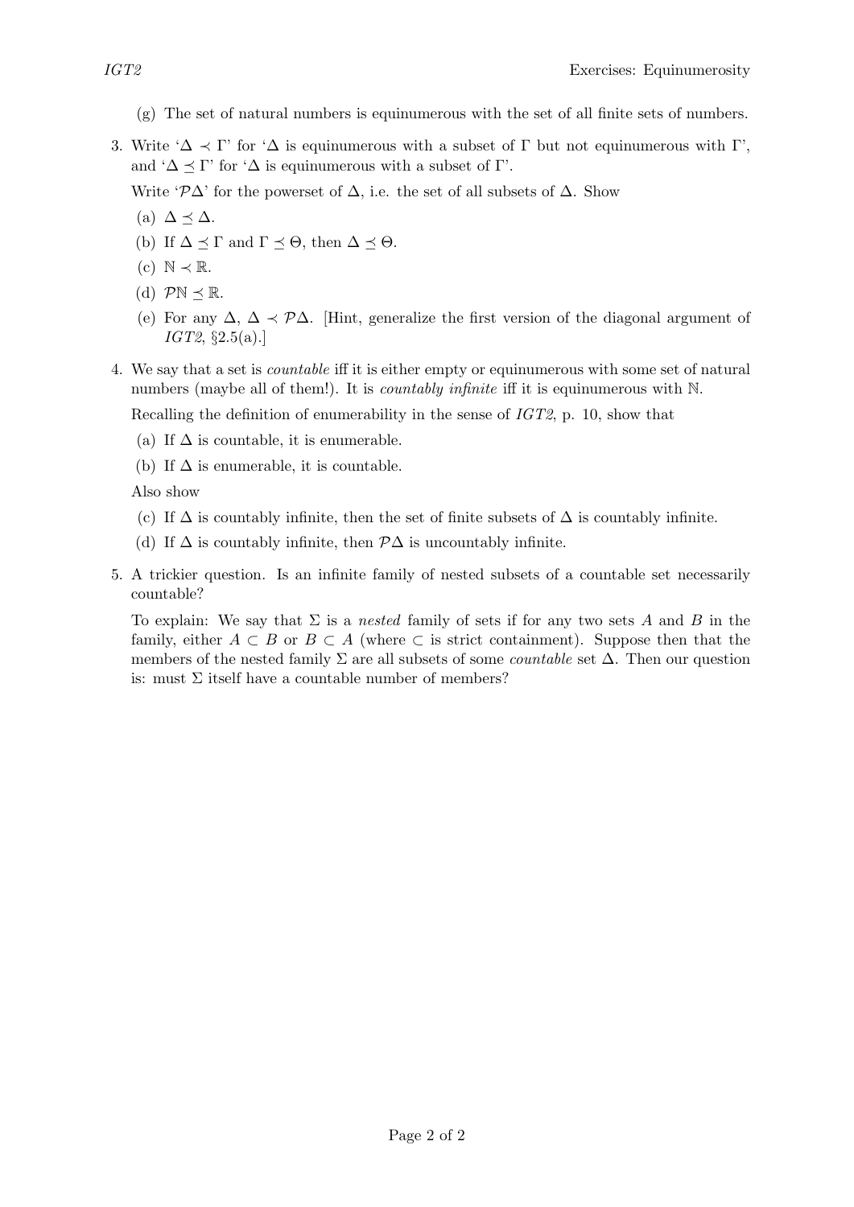(g) The set of natural numbers is equinumerous with the set of all finite sets of numbers.

3. Write '$\Delta \prec \Gamma$' for '$\Delta$ is equinumerous with a subset of $\Gamma$ but not equinumerous with $\Gamma$', and '$\Delta \preceq \Gamma$' for '$\Delta$ is equinumerous with a subset of $\Gamma$'.

   Write '$\mathcal{P}\Delta$' for the powerset of $\Delta$, i.e. the set of all subsets of $\Delta$. Show

   (a) $\Delta \preceq \Delta$.

   (b) If $\Delta \preceq \Gamma$ and $\Gamma \preceq \Theta$, then $\Delta \preceq \Theta$.

   (c) $\mathbb{N} \prec \mathbb{R}$.

   (d) $\mathcal{P}\mathbb{N} \preceq \mathbb{R}$.

   (e) For any $\Delta$, $\Delta \prec \mathcal{P}\Delta$. [Hint, generalize the first version of the diagonal argument of *IGT2*, §2.5(a).]

4. We say that a set is *countable* iff it is either empty or equinumerous with some set of natural numbers (maybe all of them!). It is *countably infinite* iff it is equinumerous with $\mathbb{N}$.

   Recalling the definition of enumerability in the sense of *IGT2*, p. 10, show that

   (a) If $\Delta$ is countable, it is enumerable.

   (b) If $\Delta$ is enumerable, it is countable.

   Also show

   (c) If $\Delta$ is countably infinite, then the set of finite subsets of $\Delta$ is countably infinite.

   (d) If $\Delta$ is countably infinite, then $\mathcal{P}\Delta$ is uncountably infinite.

5. A trickier question. Is an infinite family of nested subsets of a countable set necessarily countable?

   To explain: We say that $\Sigma$ is a *nested* family of sets if for any two sets $A$ and $B$ in the family, either $A \subset B$ or $B \subset A$ (where $\subset$ is strict containment). Suppose then that the members of the nested family $\Sigma$ are all subsets of some *countable* set $\Delta$. Then our question is: must $\Sigma$ itself have a countable number of members?